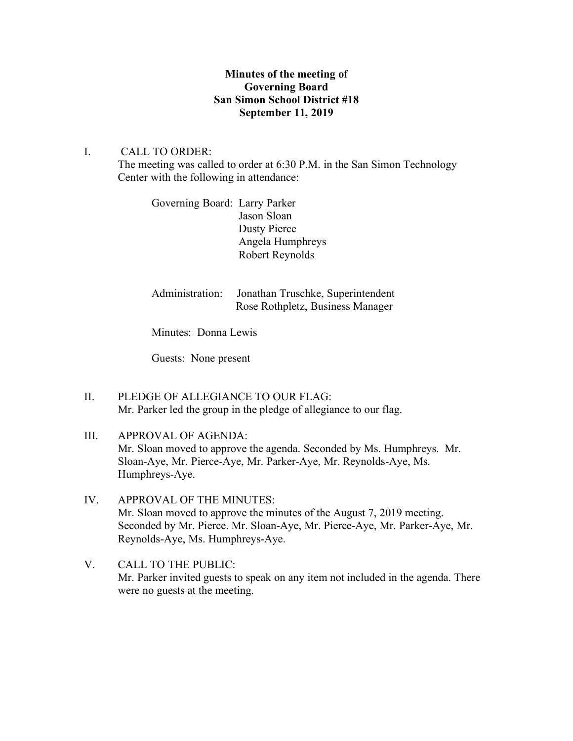**Minutes of the meeting of**
**Governing Board**
**San Simon School District #18**
**September 11, 2019**

I. CALL TO ORDER:

The meeting was called to order at 6:30 P.M. in the San Simon Technology Center with the following in attendance:

Governing Board: Larry Parker
Jason Sloan
Dusty Pierce
Angela Humphreys
Robert Reynolds

Administration: Jonathan Truschke, Superintendent
Rose Rothpletz, Business Manager

Minutes: Donna Lewis

Guests: None present

II. PLEDGE OF ALLEGIANCE TO OUR FLAG:

Mr. Parker led the group in the pledge of allegiance to our flag.

III. APPROVAL OF AGENDA:

Mr. Sloan moved to approve the agenda. Seconded by Ms. Humphreys. Mr. Sloan-Aye, Mr. Pierce-Aye, Mr. Parker-Aye, Mr. Reynolds-Aye, Ms. Humphreys-Aye.

IV. APPROVAL OF THE MINUTES:

Mr. Sloan moved to approve the minutes of the August 7, 2019 meeting. Seconded by Mr. Pierce. Mr. Sloan-Aye, Mr. Pierce-Aye, Mr. Parker-Aye, Mr. Reynolds-Aye, Ms. Humphreys-Aye.

V. CALL TO THE PUBLIC:

Mr. Parker invited guests to speak on any item not included in the agenda. There were no guests at the meeting.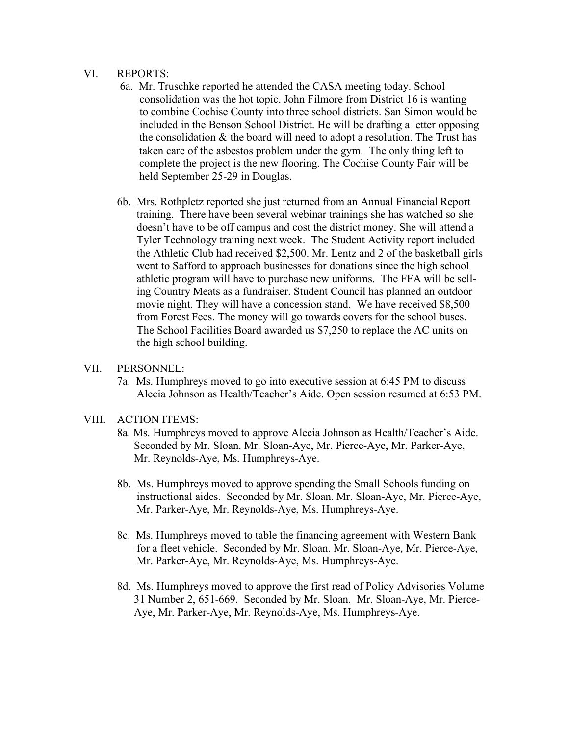## VI. REPORTS:

6a. Mr. Truschke reported he attended the CASA meeting today. School consolidation was the hot topic. John Filmore from District 16 is wanting to combine Cochise County into three school districts. San Simon would be included in the Benson School District. He will be drafting a letter opposing the consolidation & the board will need to adopt a resolution. The Trust has taken care of the asbestos problem under the gym. The only thing left to complete the project is the new flooring. The Cochise County Fair will be held September 25-29 in Douglas.

6b. Mrs. Rothpletz reported she just returned from an Annual Financial Report training. There have been several webinar trainings she has watched so she doesn't have to be off campus and cost the district money. She will attend a Tyler Technology training next week. The Student Activity report included the Athletic Club had received $2,500. Mr. Lentz and 2 of the basketball girls went to Safford to approach businesses for donations since the high school athletic program will have to purchase new uniforms. The FFA will be selling Country Meats as a fundraiser. Student Council has planned an outdoor movie night. They will have a concession stand. We have received $8,500 from Forest Fees. The money will go towards covers for the school buses. The School Facilities Board awarded us $7,250 to replace the AC units on the high school building.

## VII. PERSONNEL:

7a. Ms. Humphreys moved to go into executive session at 6:45 PM to discuss Alecia Johnson as Health/Teacher's Aide. Open session resumed at 6:53 PM.

## VIII. ACTION ITEMS:

8a. Ms. Humphreys moved to approve Alecia Johnson as Health/Teacher's Aide. Seconded by Mr. Sloan. Mr. Sloan-Aye, Mr. Pierce-Aye, Mr. Parker-Aye, Mr. Reynolds-Aye, Ms. Humphreys-Aye.

8b. Ms. Humphreys moved to approve spending the Small Schools funding on instructional aides. Seconded by Mr. Sloan. Mr. Sloan-Aye, Mr. Pierce-Aye, Mr. Parker-Aye, Mr. Reynolds-Aye, Ms. Humphreys-Aye.

8c. Ms. Humphreys moved to table the financing agreement with Western Bank for a fleet vehicle. Seconded by Mr. Sloan. Mr. Sloan-Aye, Mr. Pierce-Aye, Mr. Parker-Aye, Mr. Reynolds-Aye, Ms. Humphreys-Aye.

8d. Ms. Humphreys moved to approve the first read of Policy Advisories Volume 31 Number 2, 651-669. Seconded by Mr. Sloan. Mr. Sloan-Aye, Mr. Pierce-Aye, Mr. Parker-Aye, Mr. Reynolds-Aye, Ms. Humphreys-Aye.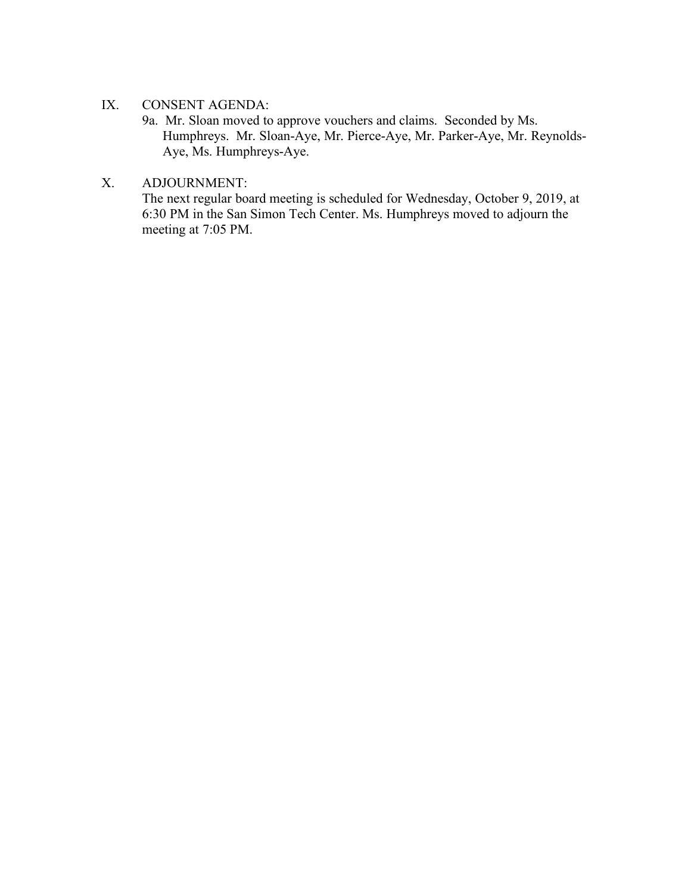IX. CONSENT AGENDA:

9a. Mr. Sloan moved to approve vouchers and claims. Seconded by Ms. Humphreys. Mr. Sloan-Aye, Mr. Pierce-Aye, Mr. Parker-Aye, Mr. Reynolds-Aye, Ms. Humphreys-Aye.

X. ADJOURNMENT:

The next regular board meeting is scheduled for Wednesday, October 9, 2019, at 6:30 PM in the San Simon Tech Center. Ms. Humphreys moved to adjourn the meeting at 7:05 PM.